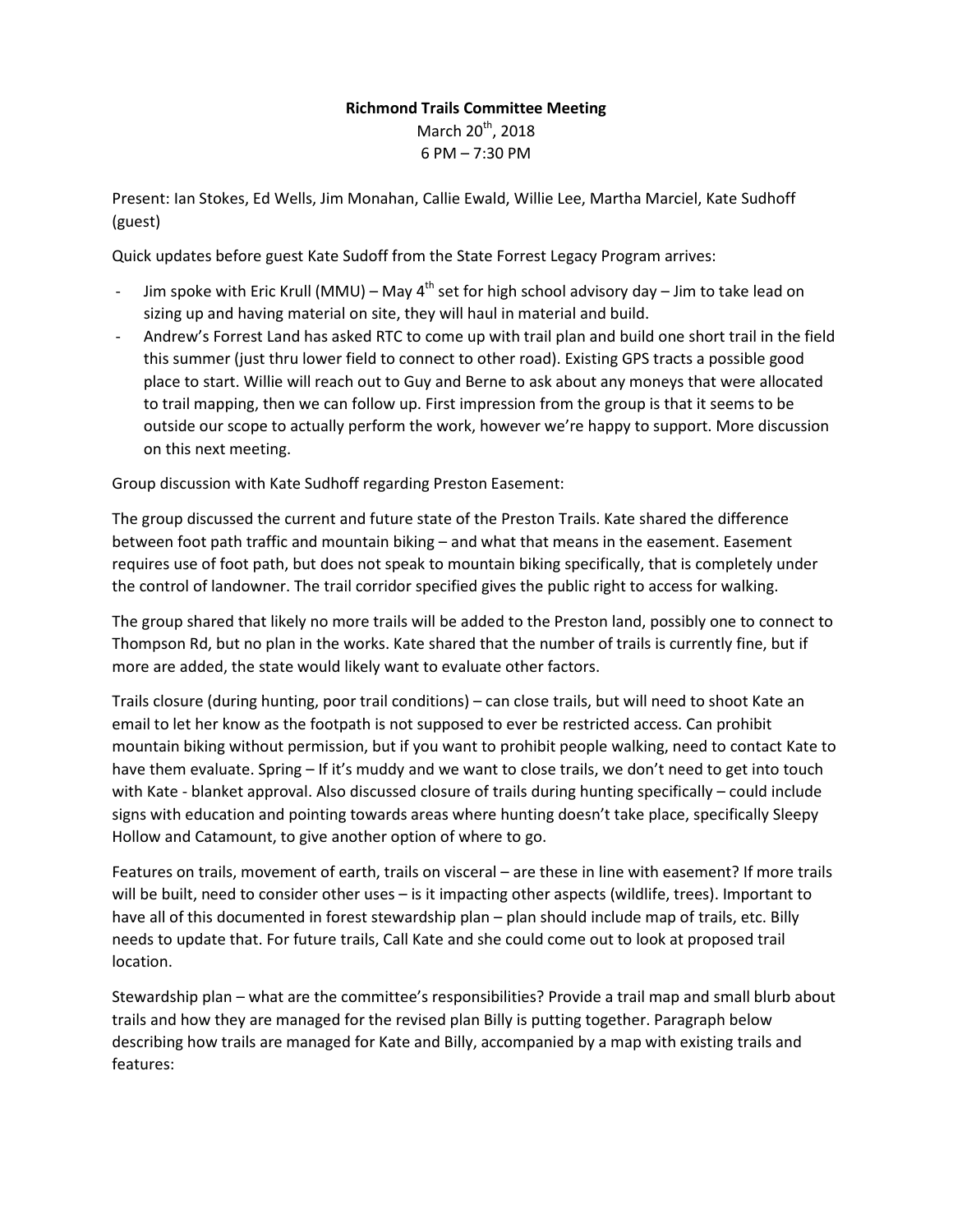**Richmond Trails Committee Meeting**

March 20th, 2018

6 PM – 7:30 PM

Present: Ian Stokes, Ed Wells, Jim Monahan, Callie Ewald, Willie Lee, Martha Marciel, Kate Sudhoff (guest)

Quick updates before guest Kate Sudoff from the State Forrest Legacy Program arrives:

- Jim spoke with Eric Krull (MMU) – May 4th set for high school advisory day – Jim to take lead on sizing up and having material on site, they will haul in material and build.
- Andrew's Forrest Land has asked RTC to come up with trail plan and build one short trail in the field this summer (just thru lower field to connect to other road). Existing GPS tracts a possible good place to start. Willie will reach out to Guy and Berne to ask about any moneys that were allocated to trail mapping, then we can follow up. First impression from the group is that it seems to be outside our scope to actually perform the work, however we're happy to support. More discussion on this next meeting.

Group discussion with Kate Sudhoff regarding Preston Easement:

The group discussed the current and future state of the Preston Trails. Kate shared the difference between foot path traffic and mountain biking – and what that means in the easement. Easement requires use of foot path, but does not speak to mountain biking specifically, that is completely under the control of landowner. The trail corridor specified gives the public right to access for walking.

The group shared that likely no more trails will be added to the Preston land, possibly one to connect to Thompson Rd, but no plan in the works. Kate shared that the number of trails is currently fine, but if more are added, the state would likely want to evaluate other factors.

Trails closure (during hunting, poor trail conditions) – can close trails, but will need to shoot Kate an email to let her know as the footpath is not supposed to ever be restricted access. Can prohibit mountain biking without permission, but if you want to prohibit people walking, need to contact Kate to have them evaluate. Spring – If it's muddy and we want to close trails, we don't need to get into touch with Kate - blanket approval. Also discussed closure of trails during hunting specifically – could include signs with education and pointing towards areas where hunting doesn't take place, specifically Sleepy Hollow and Catamount, to give another option of where to go.

Features on trails, movement of earth, trails on visceral – are these in line with easement? If more trails will be built, need to consider other uses – is it impacting other aspects (wildlife, trees). Important to have all of this documented in forest stewardship plan – plan should include map of trails, etc. Billy needs to update that. For future trails, Call Kate and she could come out to look at proposed trail location.

Stewardship plan – what are the committee's responsibilities? Provide a trail map and small blurb about trails and how they are managed for the revised plan Billy is putting together. Paragraph below describing how trails are managed for Kate and Billy, accompanied by a map with existing trails and features: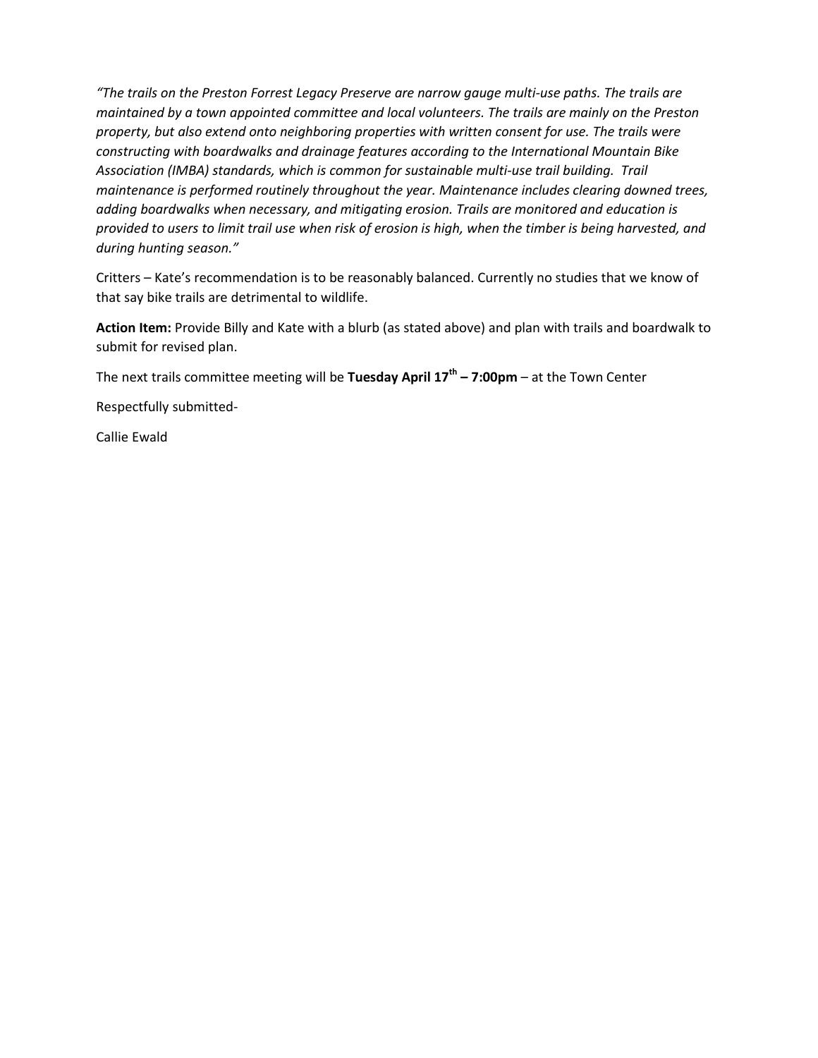*"The trails on the Preston Forrest Legacy Preserve are narrow gauge multi-use paths. The trails are maintained by a town appointed committee and local volunteers. The trails are mainly on the Preston property, but also extend onto neighboring properties with written consent for use. The trails were constructing with boardwalks and drainage features according to the International Mountain Bike Association (IMBA) standards, which is common for sustainable multi-use trail building. Trail maintenance is performed routinely throughout the year. Maintenance includes clearing downed trees, adding boardwalks when necessary, and mitigating erosion. Trails are monitored and education is provided to users to limit trail use when risk of erosion is high, when the timber is being harvested, and during hunting season."*

Critters – Kate's recommendation is to be reasonably balanced. Currently no studies that we know of that say bike trails are detrimental to wildlife.

**Action Item:** Provide Billy and Kate with a blurb (as stated above) and plan with trails and boardwalk to submit for revised plan.

The next trails committee meeting will be **Tuesday April 17th – 7:00pm** – at the Town Center

Respectfully submitted-

Callie Ewald